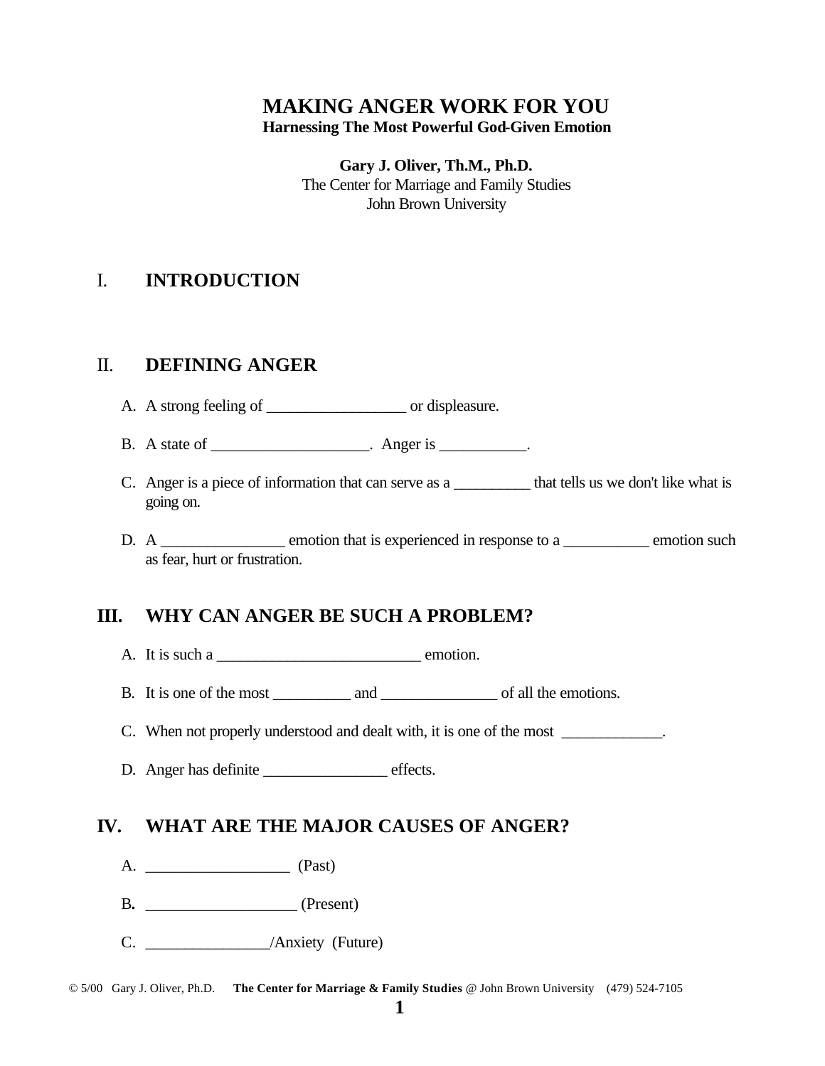# MAKING ANGER WORK FOR YOU

**Harnessing The Most Powerful God-Given Emotion**

**Gary J. Oliver, Th.M., Ph.D.**
The Center for Marriage and Family Studies
John Brown University

## I. INTRODUCTION

## II. DEFINING ANGER

A. A strong feeling of __________________ or displeasure.

B. A state of ____________________. Anger is ___________.

C. Anger is a piece of information that can serve as a __________ that tells us we don't like what is going on.

D. A ________________ emotion that is experienced in response to a ___________ emotion such as fear, hurt or frustration.

## III. WHY CAN ANGER BE SUCH A PROBLEM?

A. It is such a __________________________ emotion.

B. It is one of the most __________ and _______________ of all the emotions.

C. When not properly understood and dealt with, it is one of the most _____________.

D. Anger has definite ________________ effects.

## IV. WHAT ARE THE MAJOR CAUSES OF ANGER?

A. __________________ (Past)

B. ___________________ (Present)

C. ________________/Anxiety (Future)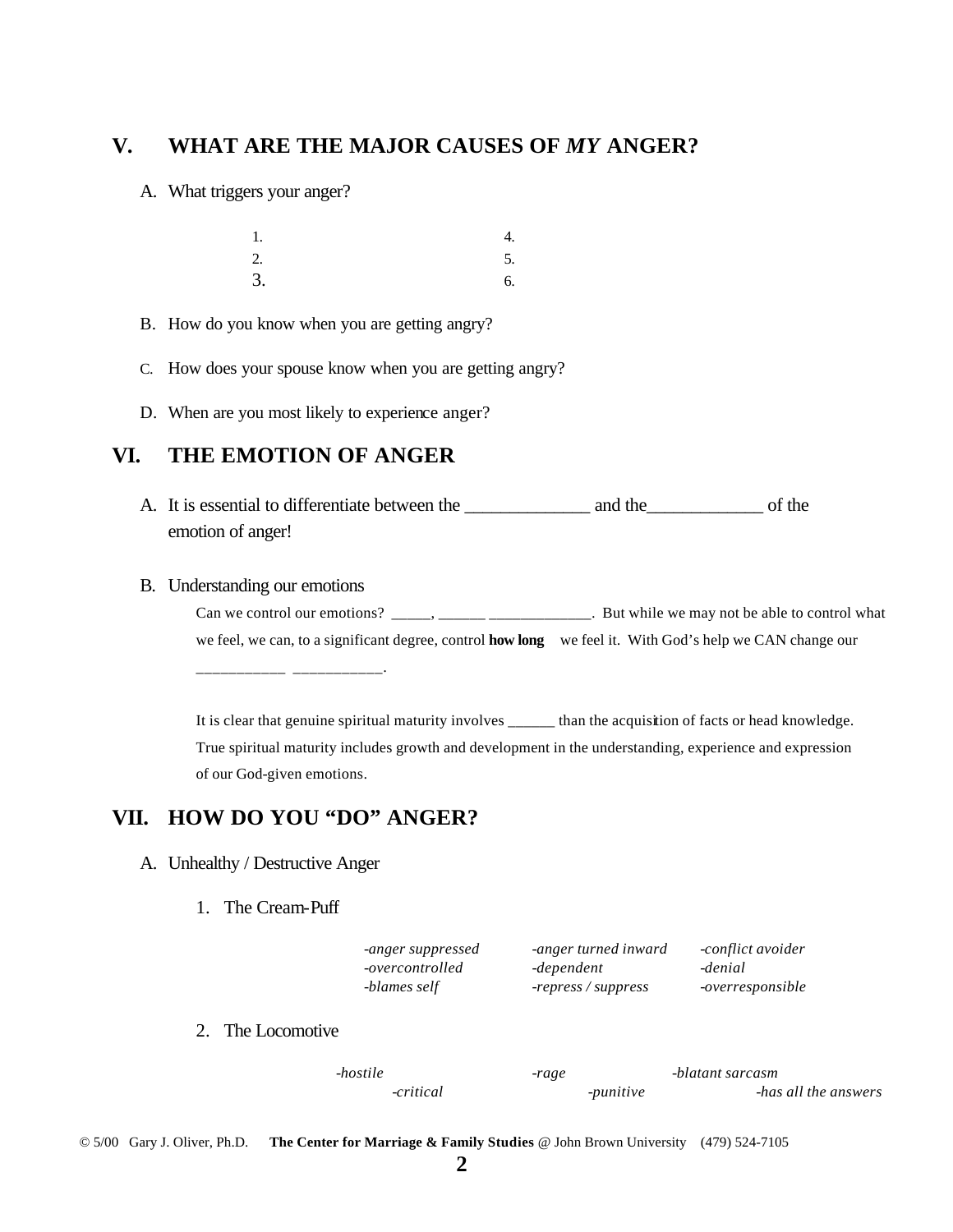## V. WHAT ARE THE MAJOR CAUSES OF *MY* ANGER?

A. What triggers your anger?

1. 
2. 
3. 
4. 
5. 
6. 

B. How do you know when you are getting angry?

C. How does your spouse know when you are getting angry?

D. When are you most likely to experience anger?

## VI. THE EMOTION OF ANGER

A. It is essential to differentiate between the _____________ and the____________ of the emotion of anger!

B. Understanding our emotions

Can we control our emotions? _____, ______ _____________. But while we may not be able to control what we feel, we can, to a significant degree, control **how long** we feel it. With God's help we CAN change our ___________ ___________.

It is clear that genuine spiritual maturity involves ______ than the acquisition of facts or head knowledge. True spiritual maturity includes growth and development in the understanding, experience and expression of our God-given emotions.

## VII. HOW DO YOU "DO" ANGER?

A. Unhealthy / Destructive Anger

1. The Cream-Puff

| | | |
|---|---|---|
| *-anger suppressed* | *-anger turned inward* | *-conflict avoider* |
| *-overcontrolled* | *-dependent* | *-denial* |
| *-blames self* | *-repress / suppress* | *-overresponsible* |

2. The Locomotive

*-hostile* *-rage* *-blatant sarcasm*
*-critical* *-punitive* *-has all the answers*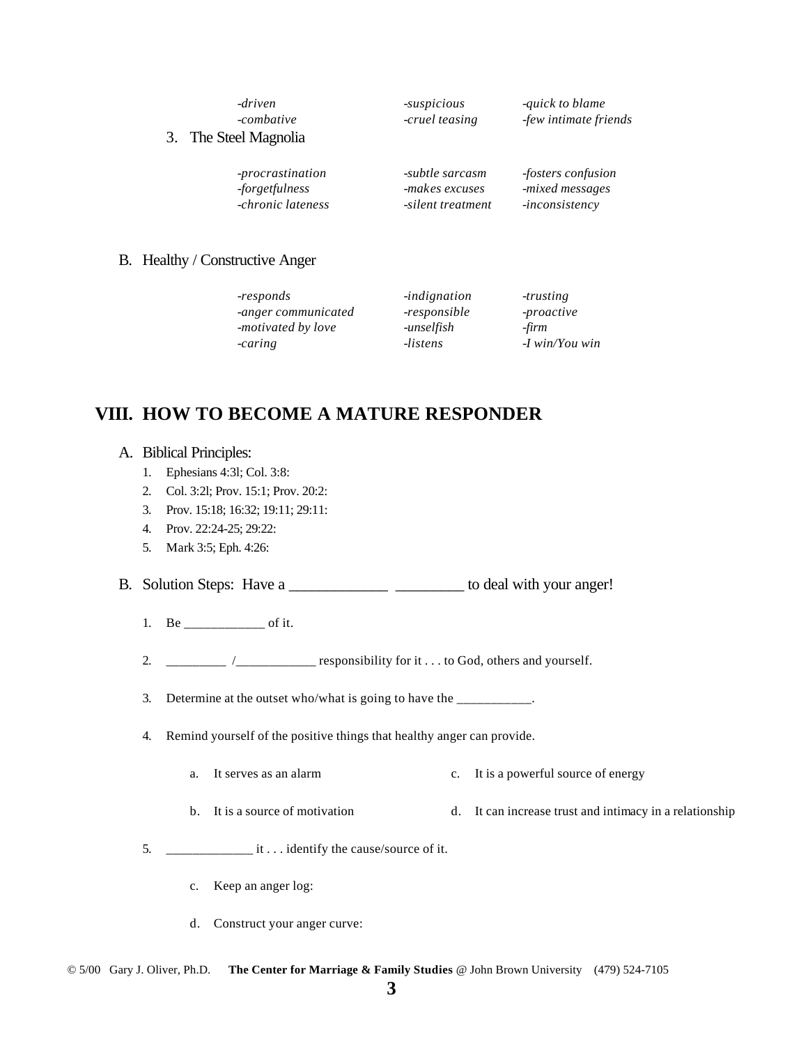| | | |
|---|---|---|
| *-driven* | *-suspicious* | *-quick to blame* |
| *-combative* | *-cruel teasing* | *-few intimate friends* |

3. The Steel Magnolia

| | | |
|---|---|---|
| *-procrastination* | *-subtle sarcasm* | *-fosters confusion* |
| *-forgetfulness* | *-makes excuses* | *-mixed messages* |
| *-chronic lateness* | *-silent treatment* | *-inconsistency* |

B. Healthy / Constructive Anger

| | | |
|---|---|---|
| *-responds* | *-indignation* | *-trusting* |
| *-anger communicated* | *-responsible* | *-proactive* |
| *-motivated by love* | *-unselfish* | *-firm* |
| *-caring* | *-listens* | *-I win/You win* |

## VIII. HOW TO BECOME A MATURE RESPONDER

A. Biblical Principles:

1. Ephesians 4:3l; Col. 3:8:
2. Col. 3:2l; Prov. 15:1; Prov. 20:2:
3. Prov. 15:18; 16:32; 19:11; 29:11:
4. Prov. 22:24-25; 29:22:
5. Mark 3:5; Eph. 4:26:

B. Solution Steps: Have a _____________ _________ to deal with your anger!

1. Be ____________ of it.
2. _________ /____________ responsibility for it . . . to God, others and yourself.
3. Determine at the outset who/what is going to have the ___________.
4. Remind yourself of the positive things that healthy anger can provide.
   a. It serves as an alarm
   b. It is a source of motivation
   c. It is a powerful source of energy
   d. It can increase trust and intimacy in a relationship
5. _____________ it . . . identify the cause/source of it.
   c. Keep an anger log:
   d. Construct your anger curve:

© 5/00 Gary J. Oliver, Ph.D. **The Center for Marriage & Family Studies** @ John Brown University (479) 524-7105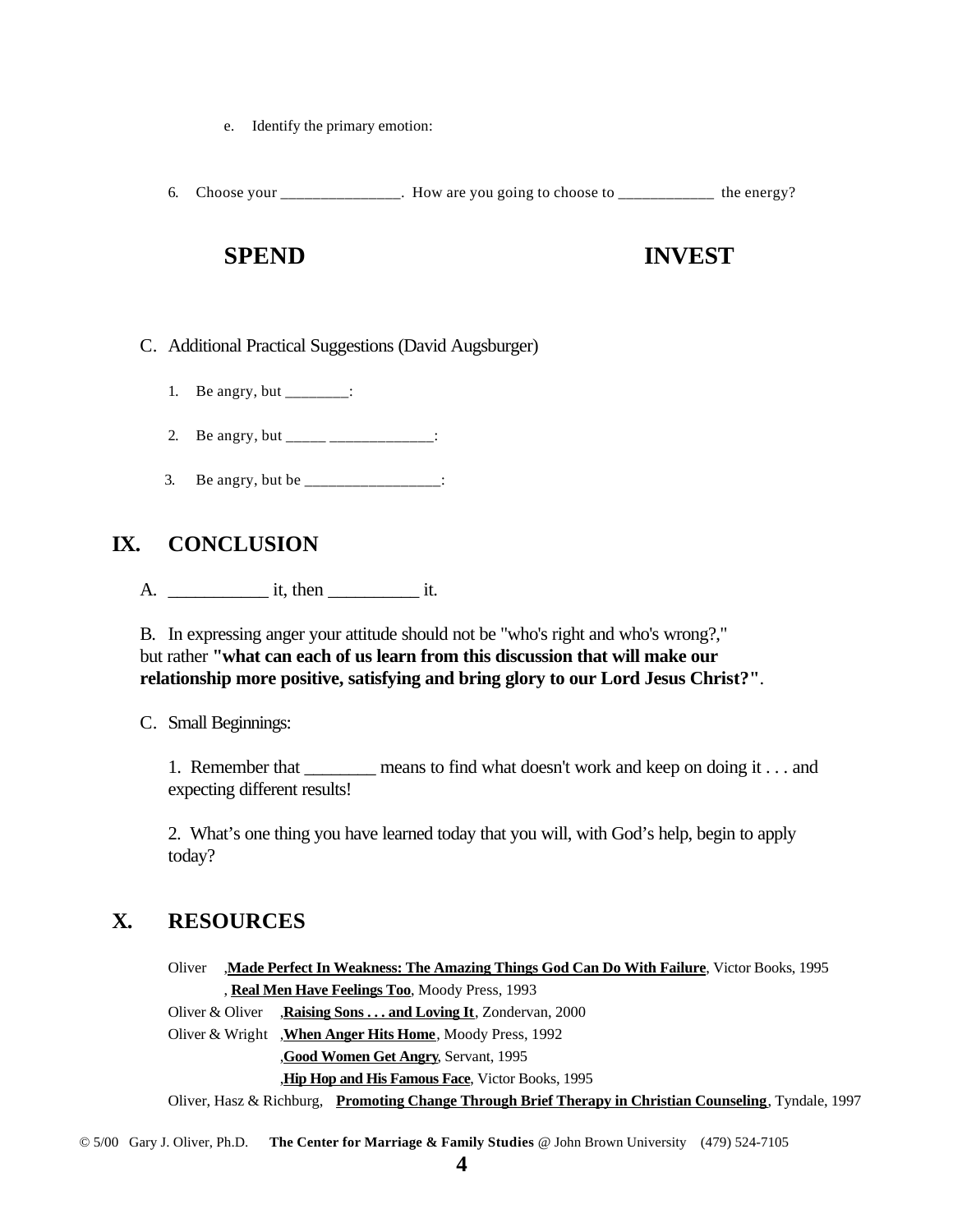e. Identify the primary emotion:

6. Choose your _______________. How are you going to choose to ____________ the energy?

**SPEND** **INVEST**

C. Additional Practical Suggestions (David Augsburger)

1. Be angry, but ________:

2. Be angry, but _____ _____________:

3. Be angry, but be _________________:

## IX. CONCLUSION

A. ___________ it, then __________ it.

B. In expressing anger your attitude should not be "who's right and who's wrong?," but rather **"what can each of us learn from this discussion that will make our relationship more positive, satisfying and bring glory to our Lord Jesus Christ?"**.

C. Small Beginnings:

1. Remember that ________ means to find what doesn't work and keep on doing it . . . and expecting different results!

2. What's one thing you have learned today that you will, with God's help, begin to apply today?

## X. RESOURCES

Oliver ,**Made Perfect In Weakness: The Amazing Things God Can Do With Failure**, Victor Books, 1995
, **Real Men Have Feelings Too**, Moody Press, 1993
Oliver & Oliver ,**Raising Sons . . . and Loving It**, Zondervan, 2000
Oliver & Wright ,**When Anger Hits Home**, Moody Press, 1992
,**Good Women Get Angry**, Servant, 1995
,**Hip Hop and His Famous Face**, Victor Books, 1995
Oliver, Hasz & Richburg, **Promoting Change Through Brief Therapy in Christian Counseling**, Tyndale, 1997

© 5/00 Gary J. Oliver, Ph.D. **The Center for Marriage & Family Studies** @ John Brown University (479) 524-7105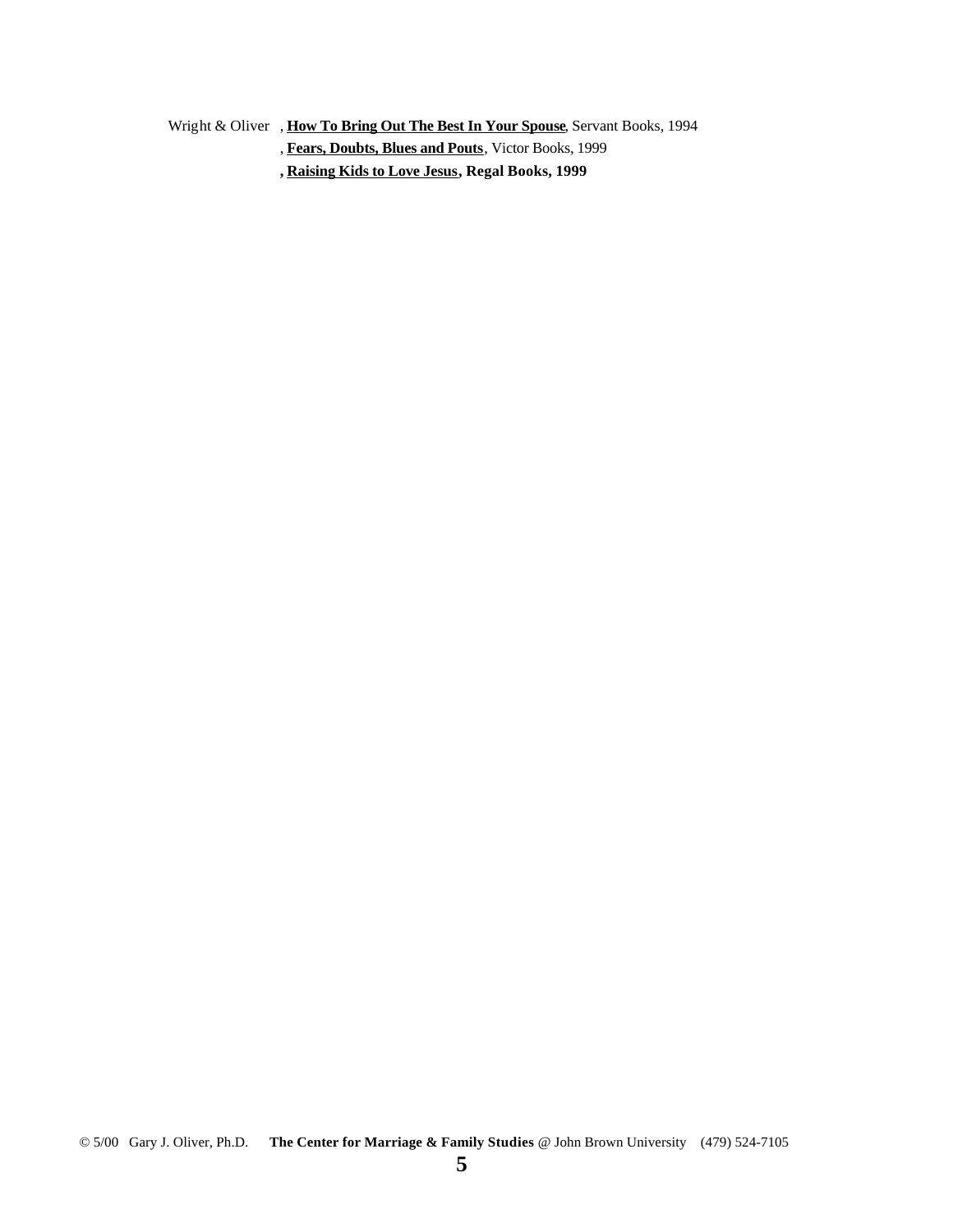Wright & Oliver , **How To Bring Out The Best In Your Spouse**, Servant Books, 1994

, **Fears, Doubts, Blues and Pouts**, Victor Books, 1999

**, Raising Kids to Love Jesus, Regal Books, 1999**

© 5/00 Gary J. Oliver, Ph.D. **The Center for Marriage & Family Studies** @ John Brown University (479) 524-7105